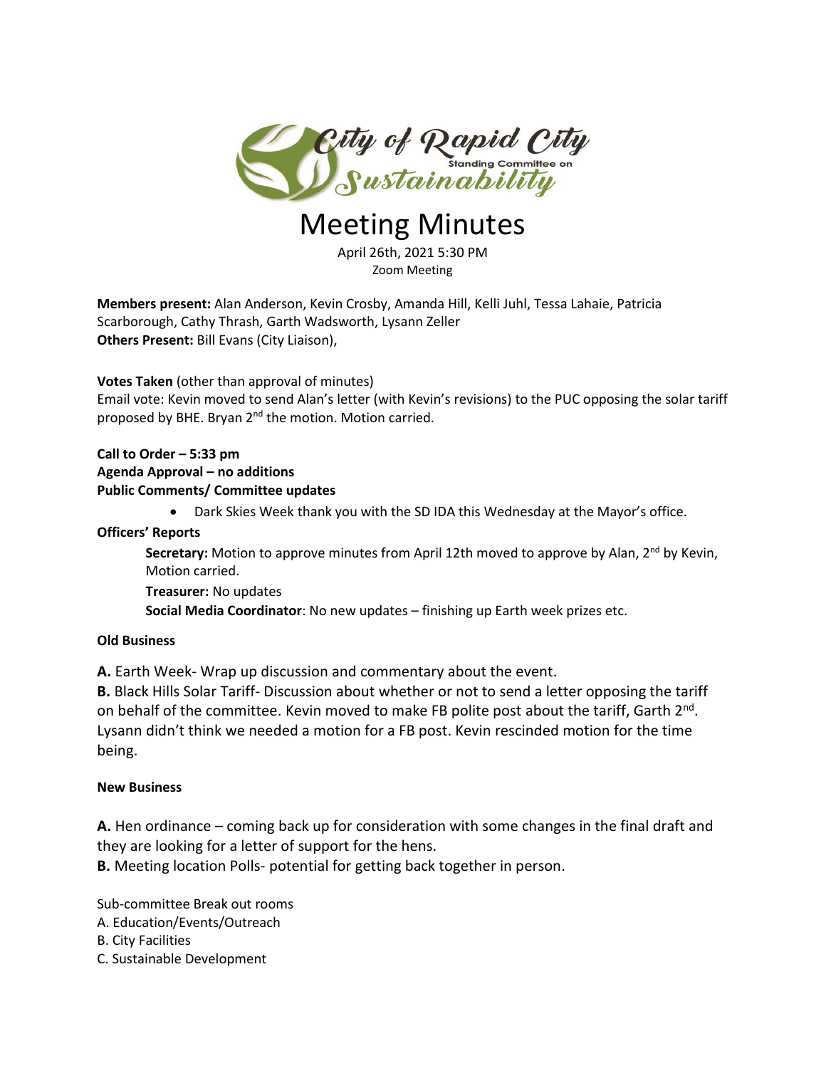City of Rapid City Standing Committee on Sustainability

# Meeting Minutes

April 26th, 2021 5:30 PM
Zoom Meeting

**Members present:** Alan Anderson, Kevin Crosby, Amanda Hill, Kelli Juhl, Tessa Lahaie, Patricia Scarborough, Cathy Thrash, Garth Wadsworth, Lysann Zeller
**Others Present:** Bill Evans (City Liaison),

**Votes Taken** (other than approval of minutes)
Email vote: Kevin moved to send Alan's letter (with Kevin's revisions) to the PUC opposing the solar tariff proposed by BHE. Bryan 2nd the motion. Motion carried.

**Call to Order – 5:33 pm**
**Agenda Approval – no additions**
**Public Comments/ Committee updates**

- Dark Skies Week thank you with the SD IDA this Wednesday at the Mayor's office.

**Officers' Reports**

**Secretary:** Motion to approve minutes from April 12th moved to approve by Alan, 2nd by Kevin, Motion carried.

**Treasurer:** No updates

**Social Media Coordinator**: No new updates – finishing up Earth week prizes etc.

**Old Business**

**A.** Earth Week- Wrap up discussion and commentary about the event.
**B.** Black Hills Solar Tariff- Discussion about whether or not to send a letter opposing the tariff on behalf of the committee. Kevin moved to make FB polite post about the tariff, Garth 2nd. Lysann didn't think we needed a motion for a FB post. Kevin rescinded motion for the time being.

**New Business**

**A.** Hen ordinance – coming back up for consideration with some changes in the final draft and they are looking for a letter of support for the hens.
**B.** Meeting location Polls- potential for getting back together in person.

Sub-committee Break out rooms
A. Education/Events/Outreach
B. City Facilities
C. Sustainable Development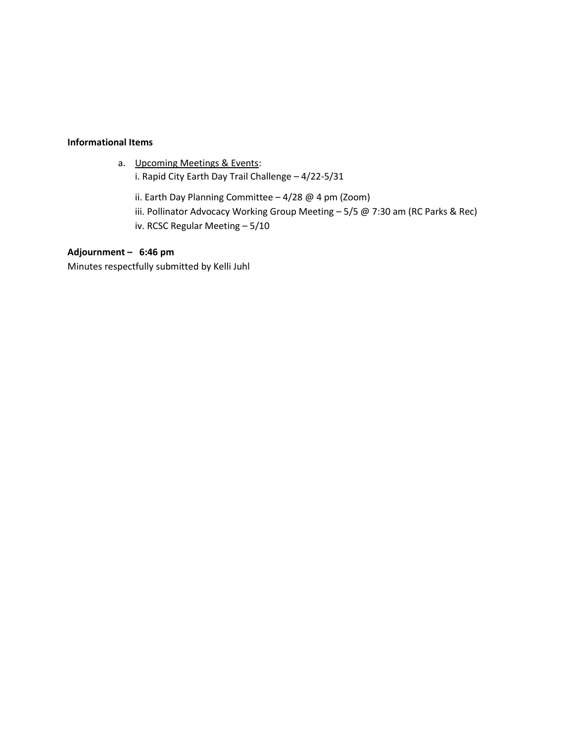**Informational Items**

a. Upcoming Meetings & Events:
   i. Rapid City Earth Day Trail Challenge – 4/22-5/31
   ii. Earth Day Planning Committee – 4/28 @ 4 pm (Zoom)
   iii. Pollinator Advocacy Working Group Meeting – 5/5 @ 7:30 am (RC Parks & Rec)
   iv. RCSC Regular Meeting – 5/10

**Adjournment – 6:46 pm**

Minutes respectfully submitted by Kelli Juhl